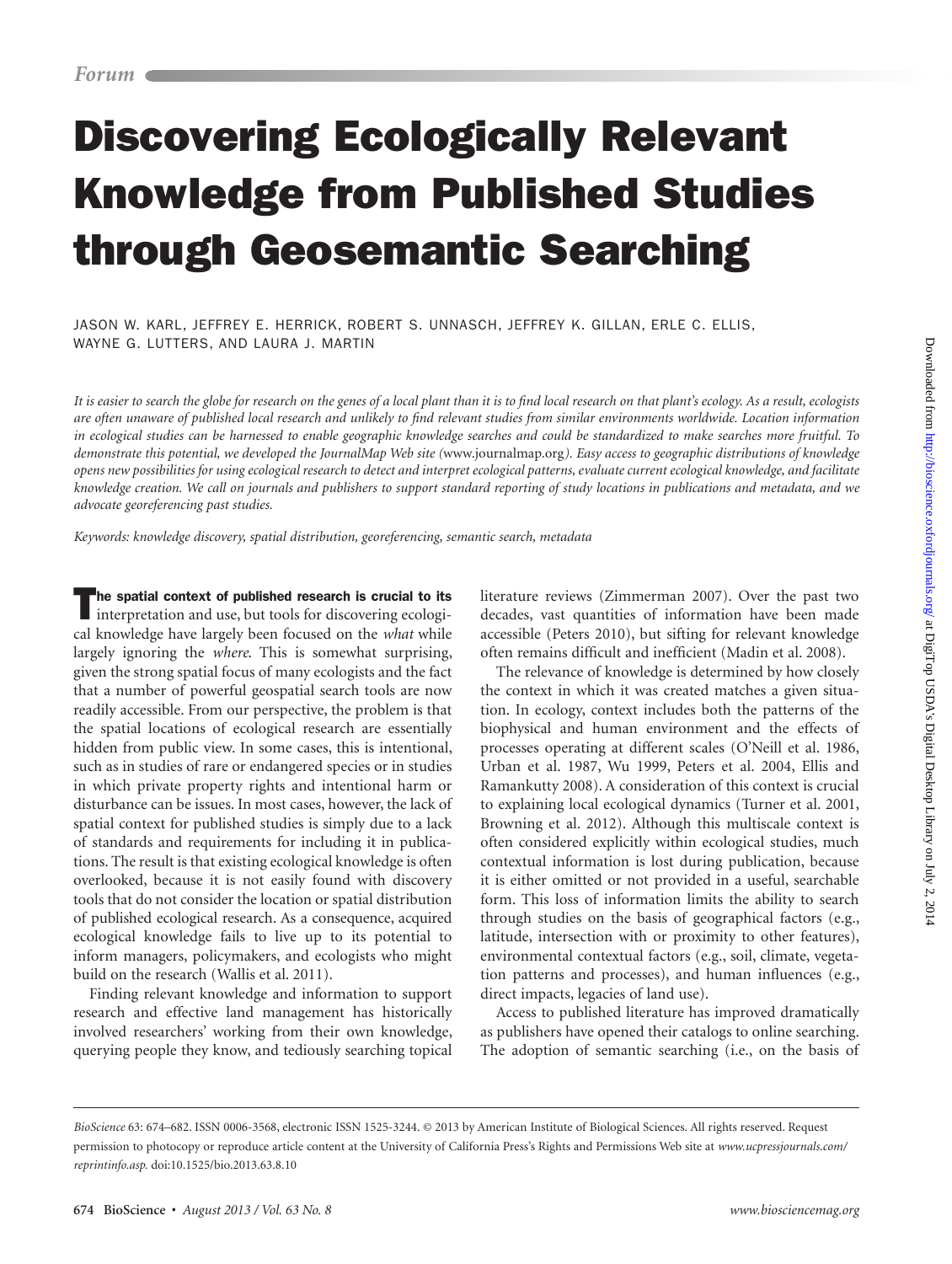Forum

# Discovering Ecologically Relevant Knowledge from Published Studies through Geosemantic Searching

JASON W. KARL, JEFFREY E. HERRICK, ROBERT S. UNNASCH, JEFFREY K. GILLAN, ERLE C. ELLIS, WAYNE G. LUTTERS, AND LAURA J. MARTIN

*It is easier to search the globe for research on the genes of a local plant than it is to find local research on that plant's ecology. As a result, ecologists are often unaware of published local research and unlikely to find relevant studies from similar environments worldwide. Location information in ecological studies can be harnessed to enable geographic knowledge searches and could be standardized to make searches more fruitful. To demonstrate this potential, we developed the JournalMap Web site (*www.journalmap.org*). Easy access to geographic distributions of knowledge opens new possibilities for using ecological research to detect and interpret ecological patterns, evaluate current ecological knowledge, and facilitate knowledge creation. We call on journals and publishers to support standard reporting of study locations in publications and metadata, and we advocate georeferencing past studies.*

*Keywords: knowledge discovery, spatial distribution, georeferencing, semantic search, metadata*

**The spatial context of published research is crucial to its** interpretation and use, but tools for discovering ecological knowledge have largely been focused on the *what* while largely ignoring the *where*. This is somewhat surprising, given the strong spatial focus of many ecologists and the fact that a number of powerful geospatial search tools are now readily accessible. From our perspective, the problem is that the spatial locations of ecological research are essentially hidden from public view. In some cases, this is intentional, such as in studies of rare or endangered species or in studies in which private property rights and intentional harm or disturbance can be issues. In most cases, however, the lack of spatial context for published studies is simply due to a lack of standards and requirements for including it in publications. The result is that existing ecological knowledge is often overlooked, because it is not easily found with discovery tools that do not consider the location or spatial distribution of published ecological research. As a consequence, acquired ecological knowledge fails to live up to its potential to inform managers, policymakers, and ecologists who might build on the research (Wallis et al. 2011).

Finding relevant knowledge and information to support research and effective land management has historically involved researchers' working from their own knowledge, querying people they know, and tediously searching topical literature reviews (Zimmerman 2007). Over the past two decades, vast quantities of information have been made accessible (Peters 2010), but sifting for relevant knowledge often remains difficult and inefficient (Madin et al. 2008).

The relevance of knowledge is determined by how closely the context in which it was created matches a given situation. In ecology, context includes both the patterns of the biophysical and human environment and the effects of processes operating at different scales (O'Neill et al. 1986, Urban et al. 1987, Wu 1999, Peters et al. 2004, Ellis and Ramankutty 2008). A consideration of this context is crucial to explaining local ecological dynamics (Turner et al. 2001, Browning et al. 2012). Although this multiscale context is often considered explicitly within ecological studies, much contextual information is lost during publication, because it is either omitted or not provided in a useful, searchable form. This loss of information limits the ability to search through studies on the basis of geographical factors (e.g., latitude, intersection with or proximity to other features), environmental contextual factors (e.g., soil, climate, vegetation patterns and processes), and human influences (e.g., direct impacts, legacies of land use).

Access to published literature has improved dramatically as publishers have opened their catalogs to online searching. The adoption of semantic searching (i.e., on the basis of

*BioScience* 63: 674–682. ISSN 0006-3568, electronic ISSN 1525-3244. © 2013 by American Institute of Biological Sciences. All rights reserved. Request permission to photocopy or reproduce article content at the University of California Press's Rights and Permissions Web site at *www.ucpressjournals.com/reprintinfo.asp.* doi:10.1525/bio.2013.63.8.10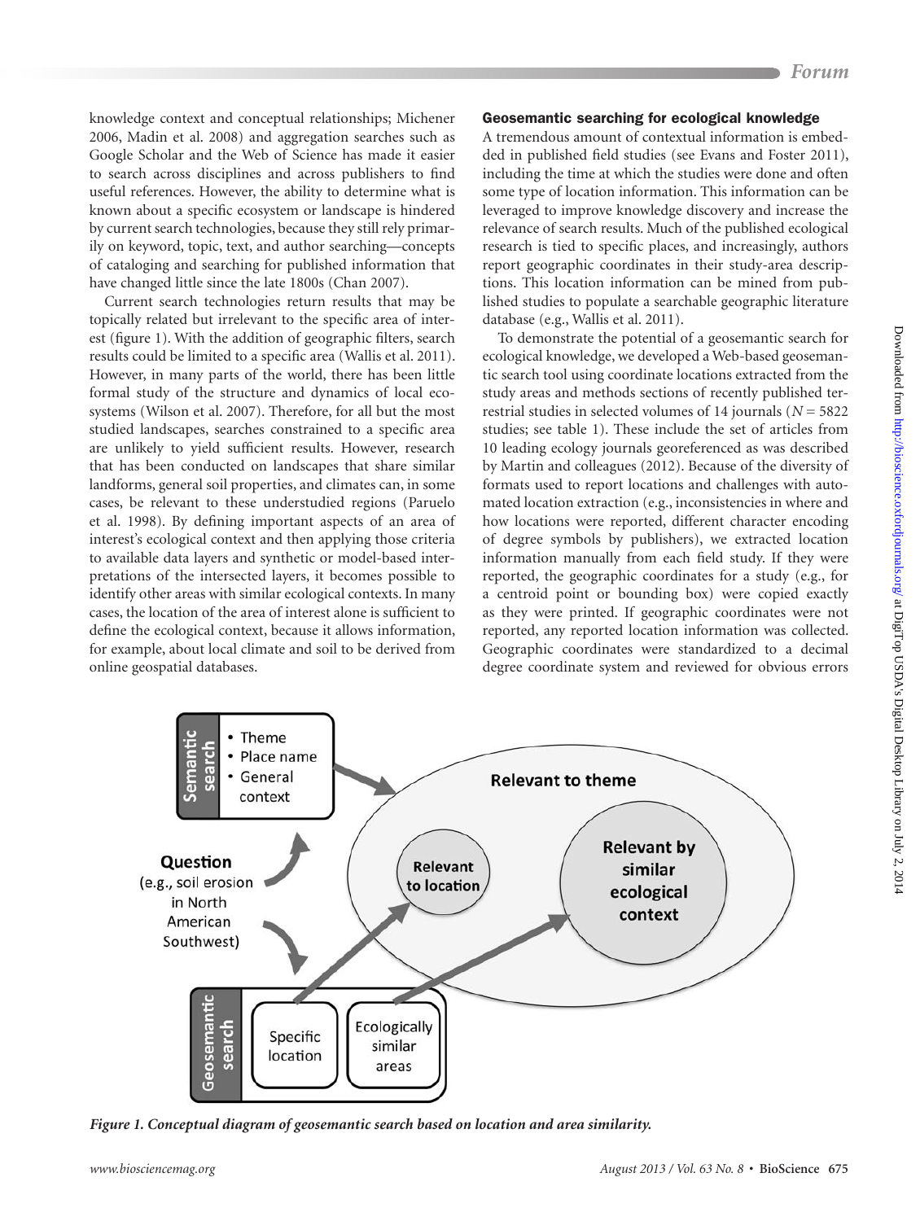knowledge context and conceptual relationships; Michener 2006, Madin et al. 2008) and aggregation searches such as Google Scholar and the Web of Science has made it easier to search across disciplines and across publishers to find useful references. However, the ability to determine what is known about a specific ecosystem or landscape is hindered by current search technologies, because they still rely primarily on keyword, topic, text, and author searching—concepts of cataloging and searching for published information that have changed little since the late 1800s (Chan 2007).

Current search technologies return results that may be topically related but irrelevant to the specific area of interest (figure 1). With the addition of geographic filters, search results could be limited to a specific area (Wallis et al. 2011). However, in many parts of the world, there has been little formal study of the structure and dynamics of local ecosystems (Wilson et al. 2007). Therefore, for all but the most studied landscapes, searches constrained to a specific area are unlikely to yield sufficient results. However, research that has been conducted on landscapes that share similar landforms, general soil properties, and climates can, in some cases, be relevant to these understudied regions (Paruelo et al. 1998). By defining important aspects of an area of interest's ecological context and then applying those criteria to available data layers and synthetic or model-based interpretations of the intersected layers, it becomes possible to identify other areas with similar ecological contexts. In many cases, the location of the area of interest alone is sufficient to define the ecological context, because it allows information, for example, about local climate and soil to be derived from online geospatial databases.

### Geosemantic searching for ecological knowledge

A tremendous amount of contextual information is embedded in published field studies (see Evans and Foster 2011), including the time at which the studies were done and often some type of location information. This information can be leveraged to improve knowledge discovery and increase the relevance of search results. Much of the published ecological research is tied to specific places, and increasingly, authors report geographic coordinates in their study-area descriptions. This location information can be mined from published studies to populate a searchable geographic literature database (e.g., Wallis et al. 2011).

To demonstrate the potential of a geosemantic search for ecological knowledge, we developed a Web-based geosemantic search tool using coordinate locations extracted from the study areas and methods sections of recently published terrestrial studies in selected volumes of 14 journals ($N = 5822$ studies; see table 1). These include the set of articles from 10 leading ecology journals georeferenced as was described by Martin and colleagues (2012). Because of the diversity of formats used to report locations and challenges with automated location extraction (e.g., inconsistencies in where and how locations were reported, different character encoding of degree symbols by publishers), we extracted location information manually from each field study. If they were reported, the geographic coordinates for a study (e.g., for a centroid point or bounding box) were copied exactly as they were printed. If geographic coordinates were not reported, any reported location information was collected. Geographic coordinates were standardized to a decimal degree coordinate system and reviewed for obvious errors

*Figure 1. Conceptual diagram of geosemantic search based on location and area similarity.*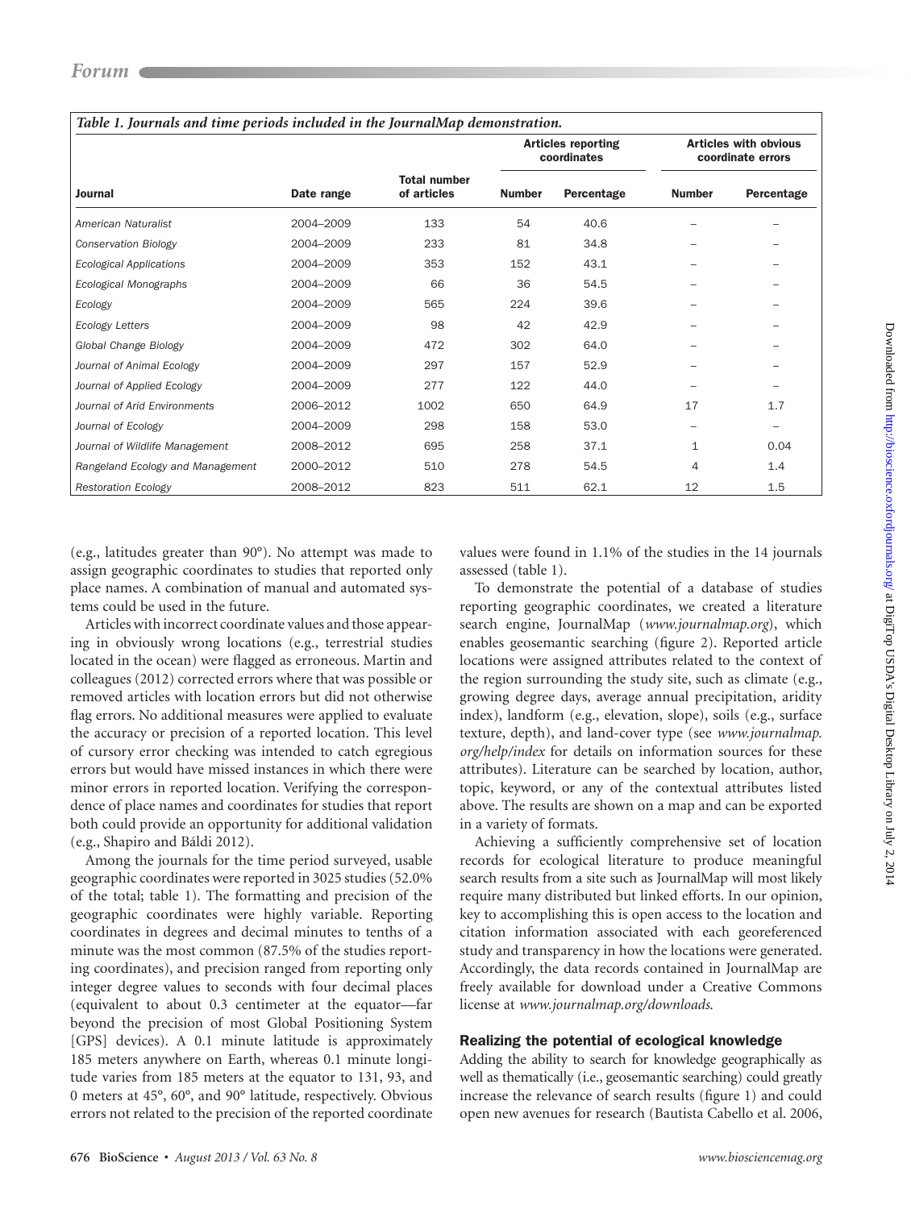*Table 1. Journals and time periods included in the JournalMap demonstration.*

| Journal | Date range | Total number of articles | Articles reporting coordinates | | Articles with obvious coordinate errors | |
|---|---|---|---|---|---|---|
| | | | Number | Percentage | Number | Percentage |
| *American Naturalist* | 2004–2009 | 133 | 54 | 40.6 | – | – |
| *Conservation Biology* | 2004–2009 | 233 | 81 | 34.8 | – | – |
| *Ecological Applications* | 2004–2009 | 353 | 152 | 43.1 | – | – |
| *Ecological Monographs* | 2004–2009 | 66 | 36 | 54.5 | – | – |
| *Ecology* | 2004–2009 | 565 | 224 | 39.6 | – | – |
| *Ecology Letters* | 2004–2009 | 98 | 42 | 42.9 | – | – |
| *Global Change Biology* | 2004–2009 | 472 | 302 | 64.0 | – | – |
| *Journal of Animal Ecology* | 2004–2009 | 297 | 157 | 52.9 | – | – |
| *Journal of Applied Ecology* | 2004–2009 | 277 | 122 | 44.0 | – | – |
| *Journal of Arid Environments* | 2006–2012 | 1002 | 650 | 64.9 | 17 | 1.7 |
| *Journal of Ecology* | 2004–2009 | 298 | 158 | 53.0 | – | – |
| *Journal of Wildlife Management* | 2008–2012 | 695 | 258 | 37.1 | 1 | 0.04 |
| *Rangeland Ecology and Management* | 2000–2012 | 510 | 278 | 54.5 | 4 | 1.4 |
| *Restoration Ecology* | 2008–2012 | 823 | 511 | 62.1 | 12 | 1.5 |

(e.g., latitudes greater than 90°). No attempt was made to assign geographic coordinates to studies that reported only place names. A combination of manual and automated systems could be used in the future.

Articles with incorrect coordinate values and those appearing in obviously wrong locations (e.g., terrestrial studies located in the ocean) were flagged as erroneous. Martin and colleagues (2012) corrected errors where that was possible or removed articles with location errors but did not otherwise flag errors. No additional measures were applied to evaluate the accuracy or precision of a reported location. This level of cursory error checking was intended to catch egregious errors but would have missed instances in which there were minor errors in reported location. Verifying the correspondence of place names and coordinates for studies that report both could provide an opportunity for additional validation (e.g., Shapiro and Báldi 2012).

Among the journals for the time period surveyed, usable geographic coordinates were reported in 3025 studies (52.0% of the total; table 1). The formatting and precision of the geographic coordinates were highly variable. Reporting coordinates in degrees and decimal minutes to tenths of a minute was the most common (87.5% of the studies reporting coordinates), and precision ranged from reporting only integer degree values to seconds with four decimal places (equivalent to about 0.3 centimeter at the equator—far beyond the precision of most Global Positioning System [GPS] devices). A 0.1 minute latitude is approximately 185 meters anywhere on Earth, whereas 0.1 minute longitude varies from 185 meters at the equator to 131, 93, and 0 meters at 45°, 60°, and 90° latitude, respectively. Obvious errors not related to the precision of the reported coordinate values were found in 1.1% of the studies in the 14 journals assessed (table 1).

To demonstrate the potential of a database of studies reporting geographic coordinates, we created a literature search engine, JournalMap (*www.journalmap.org*), which enables geosemantic searching (figure 2). Reported article locations were assigned attributes related to the context of the region surrounding the study site, such as climate (e.g., growing degree days, average annual precipitation, aridity index), landform (e.g., elevation, slope), soils (e.g., surface texture, depth), and land-cover type (see *www.journalmap.org/help/index* for details on information sources for these attributes). Literature can be searched by location, author, topic, keyword, or any of the contextual attributes listed above. The results are shown on a map and can be exported in a variety of formats.

Achieving a sufficiently comprehensive set of location records for ecological literature to produce meaningful search results from a site such as JournalMap will most likely require many distributed but linked efforts. In our opinion, key to accomplishing this is open access to the location and citation information associated with each georeferenced study and transparency in how the locations were generated. Accordingly, the data records contained in JournalMap are freely available for download under a Creative Commons license at *www.journalmap.org/downloads*.

## Realizing the potential of ecological knowledge

Adding the ability to search for knowledge geographically as well as thematically (i.e., geosemantic searching) could greatly increase the relevance of search results (figure 1) and could open new avenues for research (Bautista Cabello et al. 2006,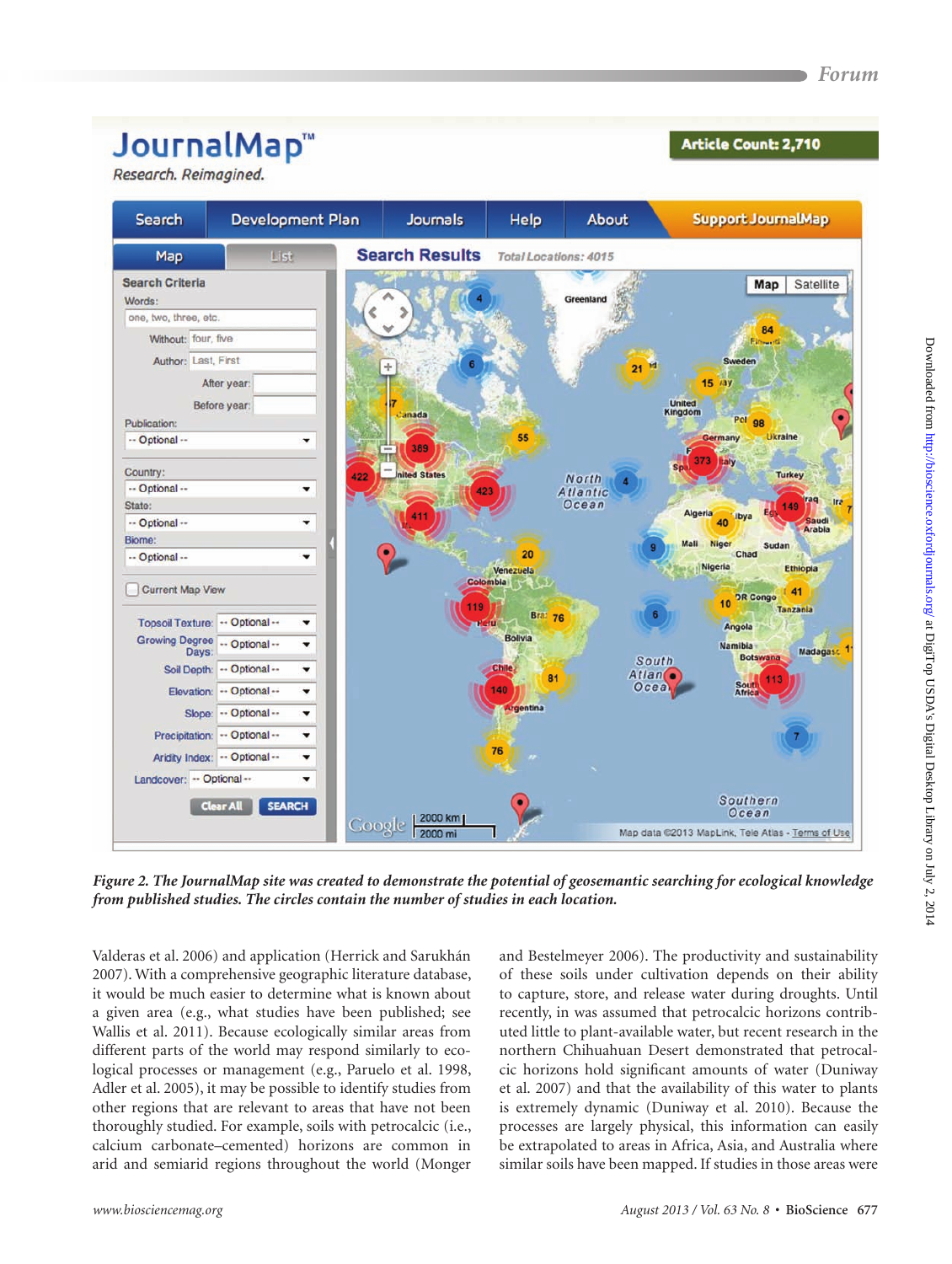*Figure 2. The JournalMap site was created to demonstrate the potential of geosemantic searching for ecological knowledge from published studies. The circles contain the number of studies in each location.*

Valderas et al. 2006) and application (Herrick and Sarukhán 2007). With a comprehensive geographic literature database, it would be much easier to determine what is known about a given area (e.g., what studies have been published; see Wallis et al. 2011). Because ecologically similar areas from different parts of the world may respond similarly to ecological processes or management (e.g., Paruelo et al. 1998, Adler et al. 2005), it may be possible to identify studies from other regions that are relevant to areas that have not been thoroughly studied. For example, soils with petrocalcic (i.e., calcium carbonate–cemented) horizons are common in arid and semiarid regions throughout the world (Monger and Bestelmeyer 2006). The productivity and sustainability of these soils under cultivation depends on their ability to capture, store, and release water during droughts. Until recently, in was assumed that petrocalcic horizons contributed little to plant-available water, but recent research in the northern Chihuahuan Desert demonstrated that petrocalcic horizons hold significant amounts of water (Duniway et al. 2007) and that the availability of this water to plants is extremely dynamic (Duniway et al. 2010). Because the processes are largely physical, this information can easily be extrapolated to areas in Africa, Asia, and Australia where similar soils have been mapped. If studies in those areas were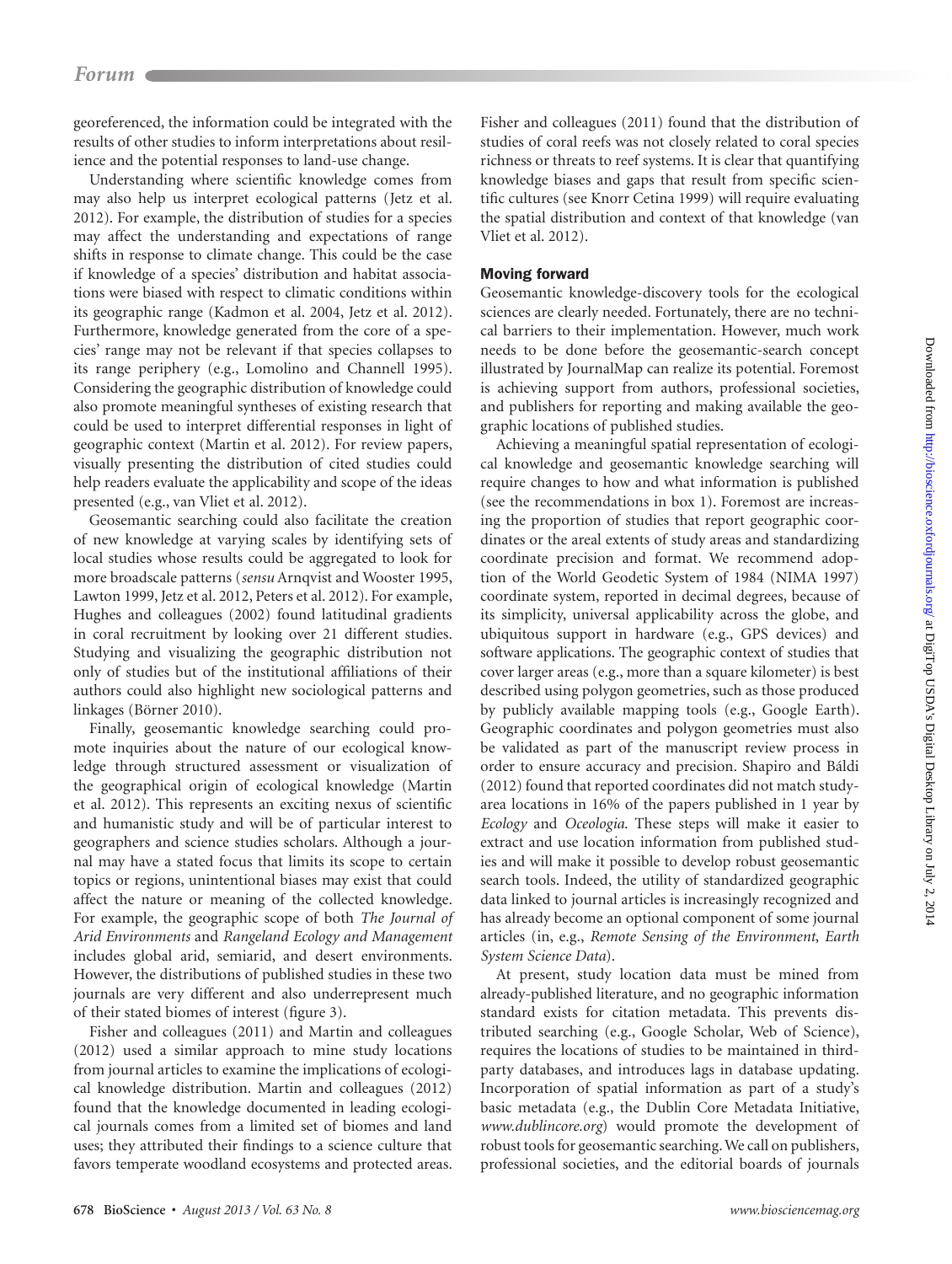georeferenced, the information could be integrated with the results of other studies to inform interpretations about resilience and the potential responses to land-use change.

Understanding where scientific knowledge comes from may also help us interpret ecological patterns (Jetz et al. 2012). For example, the distribution of studies for a species may affect the understanding and expectations of range shifts in response to climate change. This could be the case if knowledge of a species' distribution and habitat associations were biased with respect to climatic conditions within its geographic range (Kadmon et al. 2004, Jetz et al. 2012). Furthermore, knowledge generated from the core of a species' range may not be relevant if that species collapses to its range periphery (e.g., Lomolino and Channell 1995). Considering the geographic distribution of knowledge could also promote meaningful syntheses of existing research that could be used to interpret differential responses in light of geographic context (Martin et al. 2012). For review papers, visually presenting the distribution of cited studies could help readers evaluate the applicability and scope of the ideas presented (e.g., van Vliet et al. 2012).

Geosemantic searching could also facilitate the creation of new knowledge at varying scales by identifying sets of local studies whose results could be aggregated to look for more broadscale patterns (*sensu* Arnqvist and Wooster 1995, Lawton 1999, Jetz et al. 2012, Peters et al. 2012). For example, Hughes and colleagues (2002) found latitudinal gradients in coral recruitment by looking over 21 different studies. Studying and visualizing the geographic distribution not only of studies but of the institutional affiliations of their authors could also highlight new sociological patterns and linkages (Börner 2010).

Finally, geosemantic knowledge searching could promote inquiries about the nature of our ecological knowledge through structured assessment or visualization of the geographical origin of ecological knowledge (Martin et al. 2012). This represents an exciting nexus of scientific and humanistic study and will be of particular interest to geographers and science studies scholars. Although a journal may have a stated focus that limits its scope to certain topics or regions, unintentional biases may exist that could affect the nature or meaning of the collected knowledge. For example, the geographic scope of both *The Journal of Arid Environments* and *Rangeland Ecology and Management* includes global arid, semiarid, and desert environments. However, the distributions of published studies in these two journals are very different and also underrepresent much of their stated biomes of interest (figure 3).

Fisher and colleagues (2011) and Martin and colleagues (2012) used a similar approach to mine study locations from journal articles to examine the implications of ecological knowledge distribution. Martin and colleagues (2012) found that the knowledge documented in leading ecological journals comes from a limited set of biomes and land uses; they attributed their findings to a science culture that favors temperate woodland ecosystems and protected areas. Fisher and colleagues (2011) found that the distribution of studies of coral reefs was not closely related to coral species richness or threats to reef systems. It is clear that quantifying knowledge biases and gaps that result from specific scientific cultures (see Knorr Cetina 1999) will require evaluating the spatial distribution and context of that knowledge (van Vliet et al. 2012).

## Moving forward

Geosemantic knowledge-discovery tools for the ecological sciences are clearly needed. Fortunately, there are no technical barriers to their implementation. However, much work needs to be done before the geosemantic-search concept illustrated by JournalMap can realize its potential. Foremost is achieving support from authors, professional societies, and publishers for reporting and making available the geographic locations of published studies.

Achieving a meaningful spatial representation of ecological knowledge and geosemantic knowledge searching will require changes to how and what information is published (see the recommendations in box 1). Foremost are increasing the proportion of studies that report geographic coordinates or the areal extents of study areas and standardizing coordinate precision and format. We recommend adoption of the World Geodetic System of 1984 (NIMA 1997) coordinate system, reported in decimal degrees, because of its simplicity, universal applicability across the globe, and ubiquitous support in hardware (e.g., GPS devices) and software applications. The geographic context of studies that cover larger areas (e.g., more than a square kilometer) is best described using polygon geometries, such as those produced by publicly available mapping tools (e.g., Google Earth). Geographic coordinates and polygon geometries must also be validated as part of the manuscript review process in order to ensure accuracy and precision. Shapiro and Báldi (2012) found that reported coordinates did not match study-area locations in 16% of the papers published in 1 year by *Ecology* and *Oceologia.* These steps will make it easier to extract and use location information from published studies and will make it possible to develop robust geosemantic search tools. Indeed, the utility of standardized geographic data linked to journal articles is increasingly recognized and has already become an optional component of some journal articles (in, e.g., *Remote Sensing of the Environment*, *Earth System Science Data*).

At present, study location data must be mined from already-published literature, and no geographic information standard exists for citation metadata. This prevents distributed searching (e.g., Google Scholar, Web of Science), requires the locations of studies to be maintained in third-party databases, and introduces lags in database updating. Incorporation of spatial information as part of a study's basic metadata (e.g., the Dublin Core Metadata Initiative, *www.dublincore.org*) would promote the development of robust tools for geosemantic searching. We call on publishers, professional societies, and the editorial boards of journals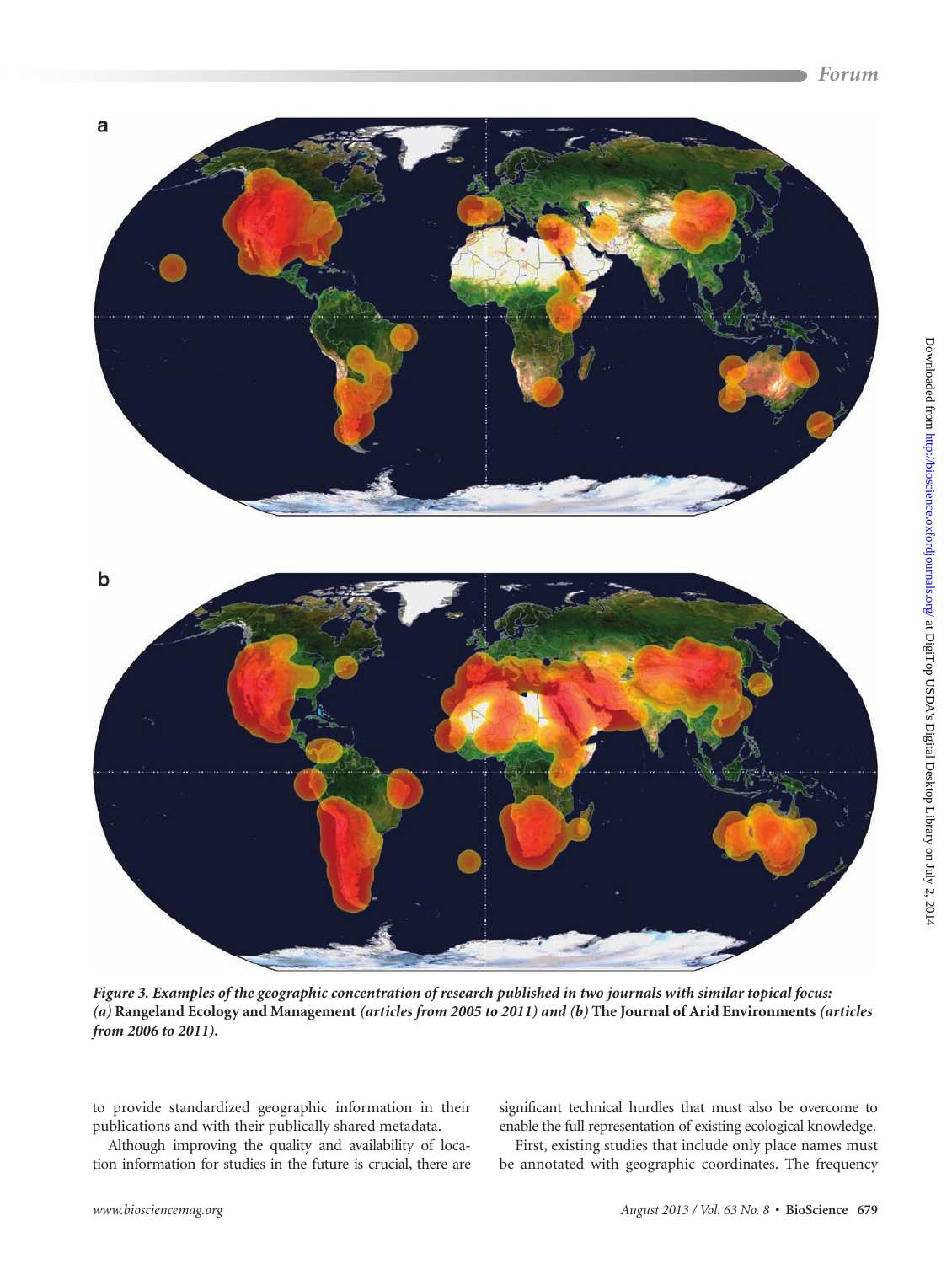*Figure 3. Examples of the geographic concentration of research published in two journals with similar topical focus: (a)* **Rangeland Ecology and Management** *(articles from 2005 to 2011) and (b)* **The Journal of Arid Environments** *(articles from 2006 to 2011).*

to provide standardized geographic information in their publications and with their publically shared metadata.

Although improving the quality and availability of location information for studies in the future is crucial, there are significant technical hurdles that must also be overcome to enable the full representation of existing ecological knowledge.

First, existing studies that include only place names must be annotated with geographic coordinates. The frequency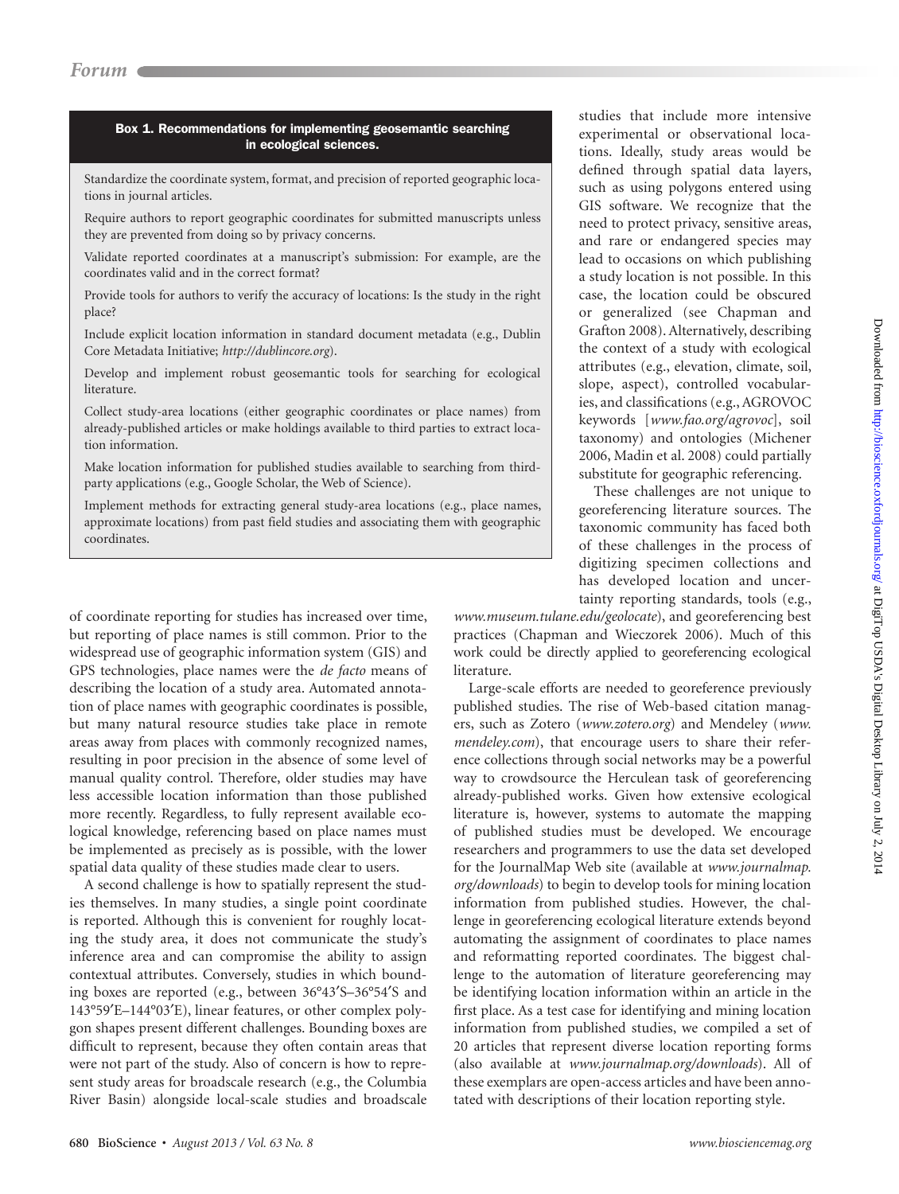**Box 1. Recommendations for implementing geosemantic searching in ecological sciences.**

- Standardize the coordinate system, format, and precision of reported geographic locations in journal articles.
- Require authors to report geographic coordinates for submitted manuscripts unless they are prevented from doing so by privacy concerns.
- Validate reported coordinates at a manuscript's submission: For example, are the coordinates valid and in the correct format?
- Provide tools for authors to verify the accuracy of locations: Is the study in the right place?
- Include explicit location information in standard document metadata (e.g., Dublin Core Metadata Initiative; *http://dublincore.org*).
- Develop and implement robust geosemantic tools for searching for ecological literature.
- Collect study-area locations (either geographic coordinates or place names) from already-published articles or make holdings available to third parties to extract location information.
- Make location information for published studies available to searching from third-party applications (e.g., Google Scholar, the Web of Science).
- Implement methods for extracting general study-area locations (e.g., place names, approximate locations) from past field studies and associating them with geographic coordinates.

of coordinate reporting for studies has increased over time, but reporting of place names is still common. Prior to the widespread use of geographic information system (GIS) and GPS technologies, place names were the *de facto* means of describing the location of a study area. Automated annotation of place names with geographic coordinates is possible, but many natural resource studies take place in remote areas away from places with commonly recognized names, resulting in poor precision in the absence of some level of manual quality control. Therefore, older studies may have less accessible location information than those published more recently. Regardless, to fully represent available ecological knowledge, referencing based on place names must be implemented as precisely as is possible, with the lower spatial data quality of these studies made clear to users.

A second challenge is how to spatially represent the studies themselves. In many studies, a single point coordinate is reported. Although this is convenient for roughly locating the study area, it does not communicate the study's inference area and can compromise the ability to assign contextual attributes. Conversely, studies in which bounding boxes are reported (e.g., between 36°43′S–36°54′S and 143°59′E–144°03′E), linear features, or other complex polygon shapes present different challenges. Bounding boxes are difficult to represent, because they often contain areas that were not part of the study. Also of concern is how to represent study areas for broadscale research (e.g., the Columbia River Basin) alongside local-scale studies and broadscale studies that include more intensive experimental or observational locations. Ideally, study areas would be defined through spatial data layers, such as using polygons entered using GIS software. We recognize that the need to protect privacy, sensitive areas, and rare or endangered species may lead to occasions on which publishing a study location is not possible. In this case, the location could be obscured or generalized (see Chapman and Grafton 2008). Alternatively, describing the context of a study with ecological attributes (e.g., elevation, climate, soil, slope, aspect), controlled vocabularies, and classifications (e.g., AGROVOC keywords [*www.fao.org/agrovoc*], soil taxonomy) and ontologies (Michener 2006, Madin et al. 2008) could partially substitute for geographic referencing.

These challenges are not unique to georeferencing literature sources. The taxonomic community has faced both of these challenges in the process of digitizing specimen collections and has developed location and uncertainty reporting standards, tools (e.g., *www.museum.tulane.edu/geolocate*), and georeferencing best practices (Chapman and Wieczorek 2006). Much of this work could be directly applied to georeferencing ecological literature.

Large-scale efforts are needed to georeference previously published studies. The rise of Web-based citation managers, such as Zotero (*www.zotero.org*) and Mendeley (*www.mendeley.com*), that encourage users to share their reference collections through social networks may be a powerful way to crowdsource the Herculean task of georeferencing already-published works. Given how extensive ecological literature is, however, systems to automate the mapping of published studies must be developed. We encourage researchers and programmers to use the data set developed for the JournalMap Web site (available at *www.journalmap.org/downloads*) to begin to develop tools for mining location information from published studies. However, the challenge in georeferencing ecological literature extends beyond automating the assignment of coordinates to place names and reformatting reported coordinates. The biggest challenge to the automation of literature georeferencing may be identifying location information within an article in the first place. As a test case for identifying and mining location information from published studies, we compiled a set of 20 articles that represent diverse location reporting forms (also available at *www.journalmap.org/downloads*). All of these exemplars are open-access articles and have been annotated with descriptions of their location reporting style.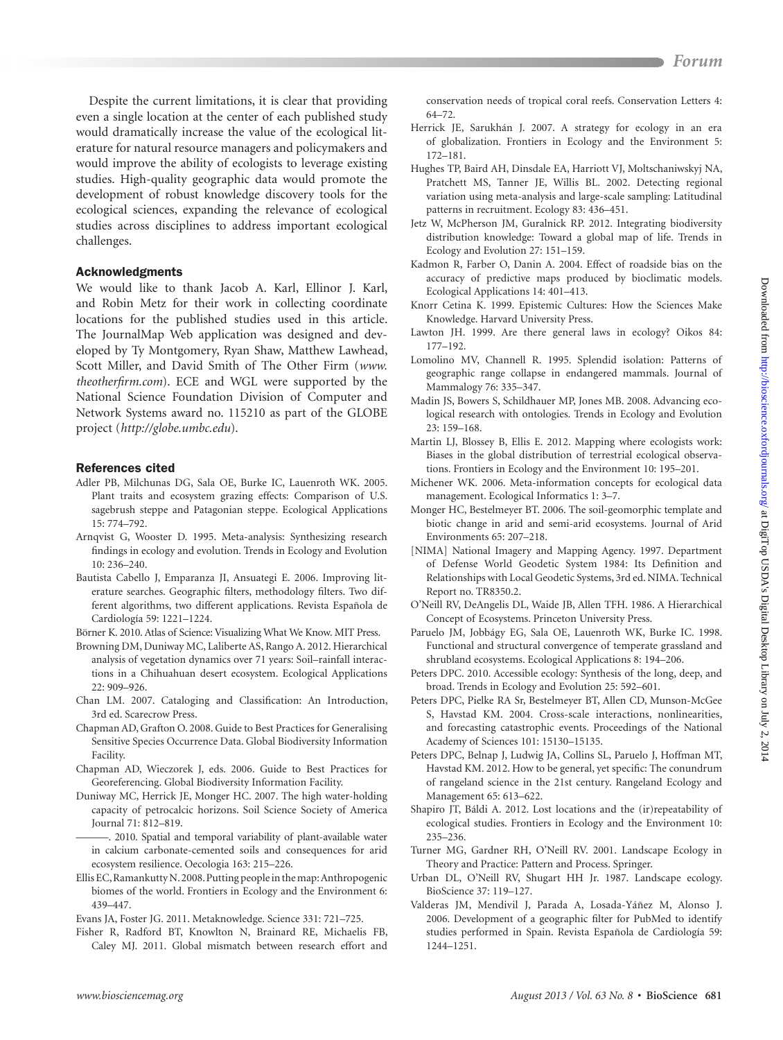Despite the current limitations, it is clear that providing even a single location at the center of each published study would dramatically increase the value of the ecological literature for natural resource managers and policymakers and would improve the ability of ecologists to leverage existing studies. High-quality geographic data would promote the development of robust knowledge discovery tools for the ecological sciences, expanding the relevance of ecological studies across disciplines to address important ecological challenges.

## Acknowledgments

We would like to thank Jacob A. Karl, Ellinor J. Karl, and Robin Metz for their work in collecting coordinate locations for the published studies used in this article. The JournalMap Web application was designed and developed by Ty Montgomery, Ryan Shaw, Matthew Lawhead, Scott Miller, and David Smith of The Other Firm (*www.theotherfirm.com*). ECE and WGL were supported by the National Science Foundation Division of Computer and Network Systems award no. 115210 as part of the GLOBE project (*http://globe.umbc.edu*).

## References cited

Adler PB, Milchunas DG, Sala OE, Burke IC, Lauenroth WK. 2005. Plant traits and ecosystem grazing effects: Comparison of U.S. sagebrush steppe and Patagonian steppe. Ecological Applications 15: 774–792.

Arnqvist G, Wooster D. 1995. Meta-analysis: Synthesizing research findings in ecology and evolution. Trends in Ecology and Evolution 10: 236–240.

Bautista Cabello J, Emparanza JI, Ansuategi E. 2006. Improving literature searches. Geographic filters, methodology filters. Two different algorithms, two different applications. Revista Española de Cardiología 59: 1221–1224.

Börner K. 2010. Atlas of Science: Visualizing What We Know. MIT Press.

Browning DM, Duniway MC, Laliberte AS, Rango A. 2012. Hierarchical analysis of vegetation dynamics over 71 years: Soil–rainfall interactions in a Chihuahuan desert ecosystem. Ecological Applications 22: 909–926.

Chan LM. 2007. Cataloging and Classification: An Introduction, 3rd ed. Scarecrow Press.

Chapman AD, Grafton O. 2008. Guide to Best Practices for Generalising Sensitive Species Occurrence Data. Global Biodiversity Information Facility.

Chapman AD, Wieczorek J, eds. 2006. Guide to Best Practices for Georeferencing. Global Biodiversity Information Facility.

Duniway MC, Herrick JE, Monger HC. 2007. The high water-holding capacity of petrocalcic horizons. Soil Science Society of America Journal 71: 812–819.

———. 2010. Spatial and temporal variability of plant-available water in calcium carbonate-cemented soils and consequences for arid ecosystem resilience. Oecologia 163: 215–226.

Ellis EC, Ramankutty N. 2008. Putting people in the map: Anthropogenic biomes of the world. Frontiers in Ecology and the Environment 6: 439–447.

Evans JA, Foster JG. 2011. Metaknowledge. Science 331: 721–725.

Fisher R, Radford BT, Knowlton N, Brainard RE, Michaelis FB, Caley MJ. 2011. Global mismatch between research effort and conservation needs of tropical coral reefs. Conservation Letters 4: 64–72.

Herrick JE, Sarukhán J. 2007. A strategy for ecology in an era of globalization. Frontiers in Ecology and the Environment 5: 172–181.

Hughes TP, Baird AH, Dinsdale EA, Harriott VJ, Moltschaniwskyj NA, Pratchett MS, Tanner JE, Willis BL. 2002. Detecting regional variation using meta-analysis and large-scale sampling: Latitudinal patterns in recruitment. Ecology 83: 436–451.

Jetz W, McPherson JM, Guralnick RP. 2012. Integrating biodiversity distribution knowledge: Toward a global map of life. Trends in Ecology and Evolution 27: 151–159.

Kadmon R, Farber O, Danin A. 2004. Effect of roadside bias on the accuracy of predictive maps produced by bioclimatic models. Ecological Applications 14: 401–413.

Knorr Cetina K. 1999. Epistemic Cultures: How the Sciences Make Knowledge. Harvard University Press.

Lawton JH. 1999. Are there general laws in ecology? Oikos 84: 177–192.

Lomolino MV, Channell R. 1995. Splendid isolation: Patterns of geographic range collapse in endangered mammals. Journal of Mammalogy 76: 335–347.

Madin JS, Bowers S, Schildhauer MP, Jones MB. 2008. Advancing ecological research with ontologies. Trends in Ecology and Evolution 23: 159–168.

Martin LJ, Blossey B, Ellis E. 2012. Mapping where ecologists work: Biases in the global distribution of terrestrial ecological observations. Frontiers in Ecology and the Environment 10: 195–201.

Michener WK. 2006. Meta-information concepts for ecological data management. Ecological Informatics 1: 3–7.

Monger HC, Bestelmeyer BT. 2006. The soil-geomorphic template and biotic change in arid and semi-arid ecosystems. Journal of Arid Environments 65: 207–218.

[NIMA] National Imagery and Mapping Agency. 1997. Department of Defense World Geodetic System 1984: Its Definition and Relationships with Local Geodetic Systems, 3rd ed. NIMA. Technical Report no. TR8350.2.

O'Neill RV, DeAngelis DL, Waide JB, Allen TFH. 1986. A Hierarchical Concept of Ecosystems. Princeton University Press.

Paruelo JM, Jobbágy EG, Sala OE, Lauenroth WK, Burke IC. 1998. Functional and structural convergence of temperate grassland and shrubland ecosystems. Ecological Applications 8: 194–206.

Peters DPC. 2010. Accessible ecology: Synthesis of the long, deep, and broad. Trends in Ecology and Evolution 25: 592–601.

Peters DPC, Pielke RA Sr, Bestelmeyer BT, Allen CD, Munson-McGee S, Havstad KM. 2004. Cross-scale interactions, nonlinearities, and forecasting catastrophic events. Proceedings of the National Academy of Sciences 101: 15130–15135.

Peters DPC, Belnap J, Ludwig JA, Collins SL, Paruelo J, Hoffman MT, Havstad KM. 2012. How to be general, yet specific: The conundrum of rangeland science in the 21st century. Rangeland Ecology and Management 65: 613–622.

Shapiro JT, Báldi A. 2012. Lost locations and the (ir)repeatability of ecological studies. Frontiers in Ecology and the Environment 10: 235–236.

Turner MG, Gardner RH, O'Neill RV. 2001. Landscape Ecology in Theory and Practice: Pattern and Process. Springer.

Urban DL, O'Neill RV, Shugart HH Jr. 1987. Landscape ecology. BioScience 37: 119–127.

Valderas JM, Mendivil J, Parada A, Losada-Yáñez M, Alonso J. 2006. Development of a geographic filter for PubMed to identify studies performed in Spain. Revista Española de Cardiología 59: 1244–1251.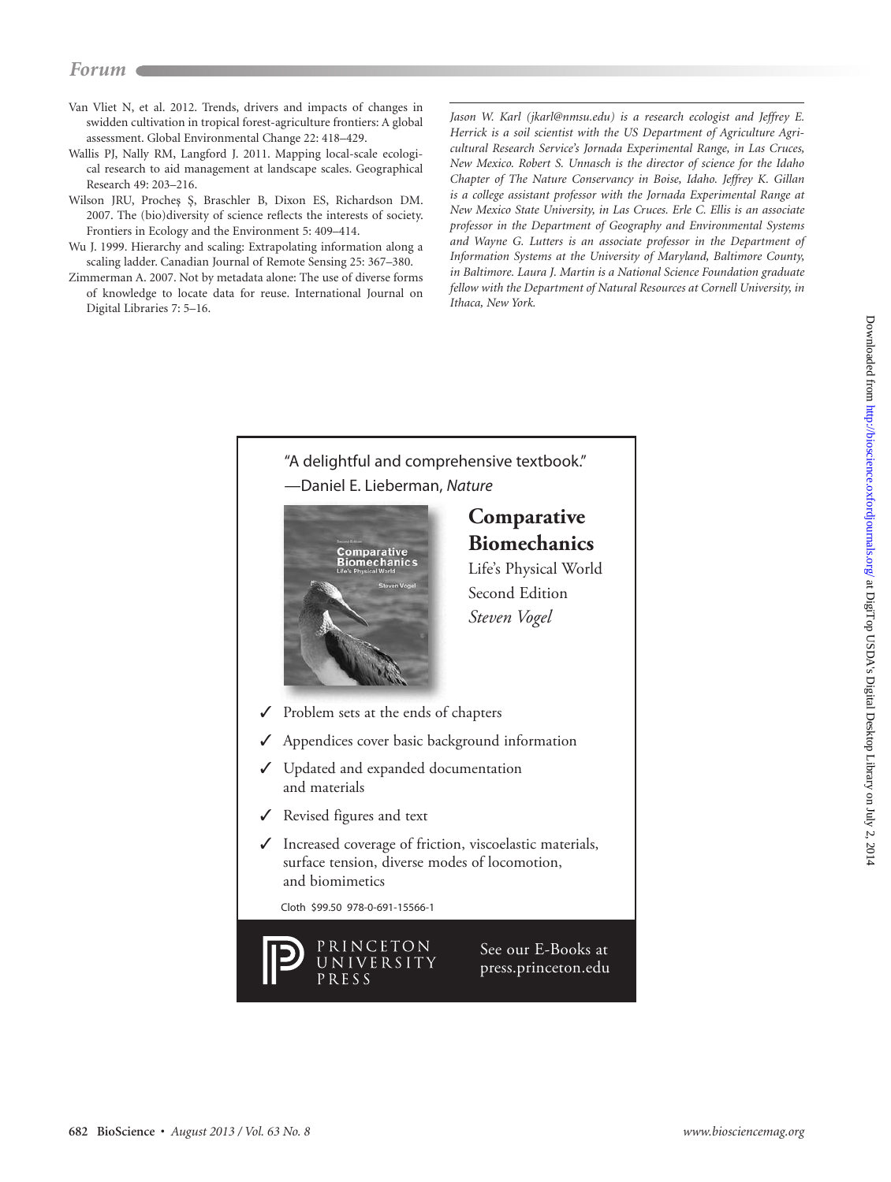Van Vliet N, et al. 2012. Trends, drivers and impacts of changes in swidden cultivation in tropical forest-agriculture frontiers: A global assessment. Global Environmental Change 22: 418–429.

Wallis PJ, Nally RM, Langford J. 2011. Mapping local-scale ecological research to aid management at landscape scales. Geographical Research 49: 203–216.

Wilson JRU, Procheş Ş, Braschler B, Dixon ES, Richardson DM. 2007. The (bio)diversity of science reflects the interests of society. Frontiers in Ecology and the Environment 5: 409–414.

Wu J. 1999. Hierarchy and scaling: Extrapolating information along a scaling ladder. Canadian Journal of Remote Sensing 25: 367–380.

Zimmerman A. 2007. Not by metadata alone: The use of diverse forms of knowledge to locate data for reuse. International Journal on Digital Libraries 7: 5–16.

*Jason W. Karl (jkarl@nmsu.edu) is a research ecologist and Jeffrey E. Herrick is a soil scientist with the US Department of Agriculture Agricultural Research Service's Jornada Experimental Range, in Las Cruces, New Mexico. Robert S. Unnasch is the director of science for the Idaho Chapter of The Nature Conservancy in Boise, Idaho. Jeffrey K. Gillan is a college assistant professor with the Jornada Experimental Range at New Mexico State University, in Las Cruces. Erle C. Ellis is an associate professor in the Department of Geography and Environmental Systems and Wayne G. Lutters is an associate professor in the Department of Information Systems at the University of Maryland, Baltimore County, in Baltimore. Laura J. Martin is a National Science Foundation graduate fellow with the Department of Natural Resources at Cornell University, in Ithaca, New York.*

"A delightful and comprehensive textbook."
—Daniel E. Lieberman, *Nature*

**Comparative Biomechanics**
Life's Physical World
Second Edition
*Steven Vogel*

- ✓ Problem sets at the ends of chapters
- ✓ Appendices cover basic background information
- ✓ Updated and expanded documentation and materials
- ✓ Revised figures and text
- ✓ Increased coverage of friction, viscoelastic materials, surface tension, diverse modes of locomotion, and biomimetics

Cloth $99.50 978-0-691-15566-1

PRINCETON UNIVERSITY PRESS

See our E-Books at press.princeton.edu